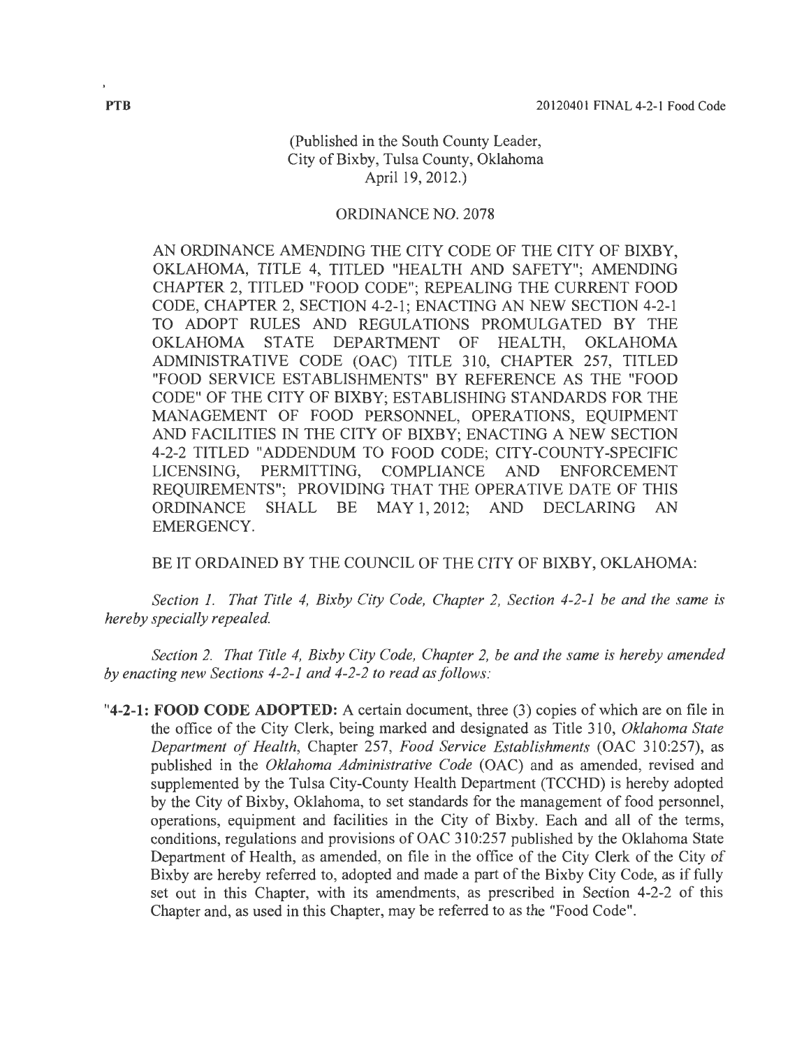(Published in the South County Leader,
City of Bixby, Tulsa County, Oklahoma
April 19, 2012.)

ORDINANCE NO. 2078

AN ORDINANCE AMENDING THE CITY CODE OF THE CITY OF BIXBY, OKLAHOMA, TITLE 4, TITLED "HEALTH AND SAFETY"; AMENDING CHAPTER 2, TITLED "FOOD CODE"; REPEALING THE CURRENT FOOD CODE, CHAPTER 2, SECTION 4-2-1; ENACTING AN NEW SECTION 4-2-1 TO ADOPT RULES AND REGULATIONS PROMULGATED BY THE OKLAHOMA STATE DEPARTMENT OF HEALTH, OKLAHOMA ADMINISTRATIVE CODE (OAC) TITLE 310, CHAPTER 257, TITLED "FOOD SERVICE ESTABLISHMENTS" BY REFERENCE AS THE "FOOD CODE" OF THE CITY OF BIXBY; ESTABLISHING STANDARDS FOR THE MANAGEMENT OF FOOD PERSONNEL, OPERATIONS, EQUIPMENT AND FACILITIES IN THE CITY OF BIXBY; ENACTING A NEW SECTION 4-2-2 TITLED "ADDENDUM TO FOOD CODE; CITY-COUNTY-SPECIFIC LICENSING, PERMITTING, COMPLIANCE AND ENFORCEMENT REQUIREMENTS"; PROVIDING THAT THE OPERATIVE DATE OF THIS ORDINANCE SHALL BE MAY 1, 2012; AND DECLARING AN EMERGENCY.

BE IT ORDAINED BY THE COUNCIL OF THE CITY OF BIXBY, OKLAHOMA:

*Section 1. That Title 4, Bixby City Code, Chapter 2, Section 4-2-1 be and the same is hereby specially repealed.*

*Section 2. That Title 4, Bixby City Code, Chapter 2, be and the same is hereby amended by enacting new Sections 4-2-1 and 4-2-2 to read as follows:*

"**4-2-1: FOOD CODE ADOPTED:** A certain document, three (3) copies of which are on file in the office of the City Clerk, being marked and designated as Title 310, *Oklahoma State Department of Health*, Chapter 257, *Food Service Establishments* (OAC 310:257), as published in the *Oklahoma Administrative Code* (OAC) and as amended, revised and supplemented by the Tulsa City-County Health Department (TCCHD) is hereby adopted by the City of Bixby, Oklahoma, to set standards for the management of food personnel, operations, equipment and facilities in the City of Bixby. Each and all of the terms, conditions, regulations and provisions of OAC 310:257 published by the Oklahoma State Department of Health, as amended, on file in the office of the City Clerk of the City of Bixby are hereby referred to, adopted and made a part of the Bixby City Code, as if fully set out in this Chapter, with its amendments, as prescribed in Section 4-2-2 of this Chapter and, as used in this Chapter, may be referred to as the "Food Code".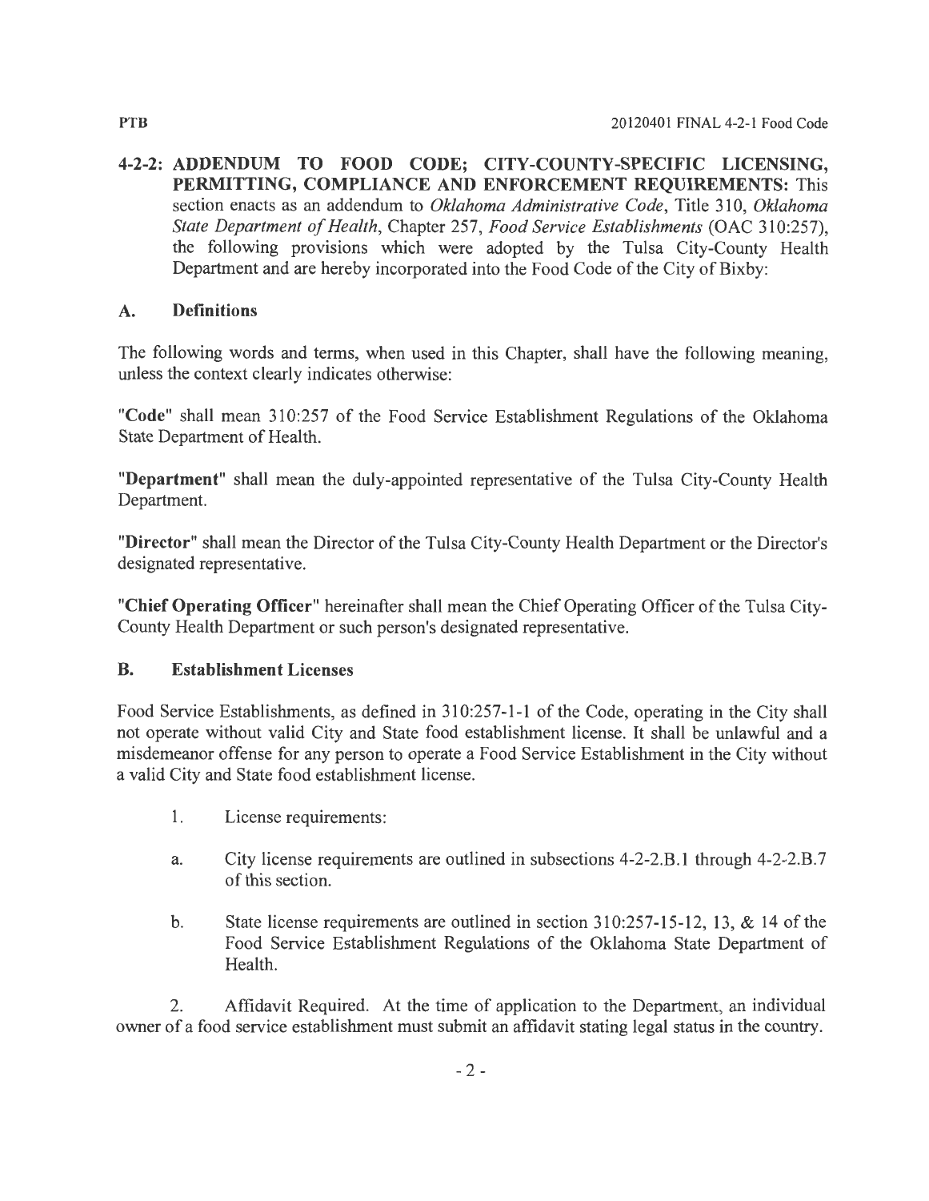**4-2-2: ADDENDUM TO FOOD CODE; CITY-COUNTY-SPECIFIC LICENSING, PERMITTING, COMPLIANCE AND ENFORCEMENT REQUIREMENTS:** This section enacts as an addendum to *Oklahoma Administrative Code*, Title 310, *Oklahoma State Department of Health*, Chapter 257, *Food Service Establishments* (OAC 310:257), the following provisions which were adopted by the Tulsa City-County Health Department and are hereby incorporated into the Food Code of the City of Bixby:

## A. Definitions

The following words and terms, when used in this Chapter, shall have the following meaning, unless the context clearly indicates otherwise:

**"Code"** shall mean 310:257 of the Food Service Establishment Regulations of the Oklahoma State Department of Health.

**"Department"** shall mean the duly-appointed representative of the Tulsa City-County Health Department.

**"Director"** shall mean the Director of the Tulsa City-County Health Department or the Director's designated representative.

**"Chief Operating Officer"** hereinafter shall mean the Chief Operating Officer of the Tulsa City-County Health Department or such person's designated representative.

## B. Establishment Licenses

Food Service Establishments, as defined in 310:257-1-1 of the Code, operating in the City shall not operate without valid City and State food establishment license. It shall be unlawful and a misdemeanor offense for any person to operate a Food Service Establishment in the City without a valid City and State food establishment license.

1. License requirements:

   a. City license requirements are outlined in subsections 4-2-2.B.1 through 4-2-2.B.7 of this section.

   b. State license requirements are outlined in section 310:257-15-12, 13, & 14 of the Food Service Establishment Regulations of the Oklahoma State Department of Health.

2. Affidavit Required. At the time of application to the Department, an individual owner of a food service establishment must submit an affidavit stating legal status in the country.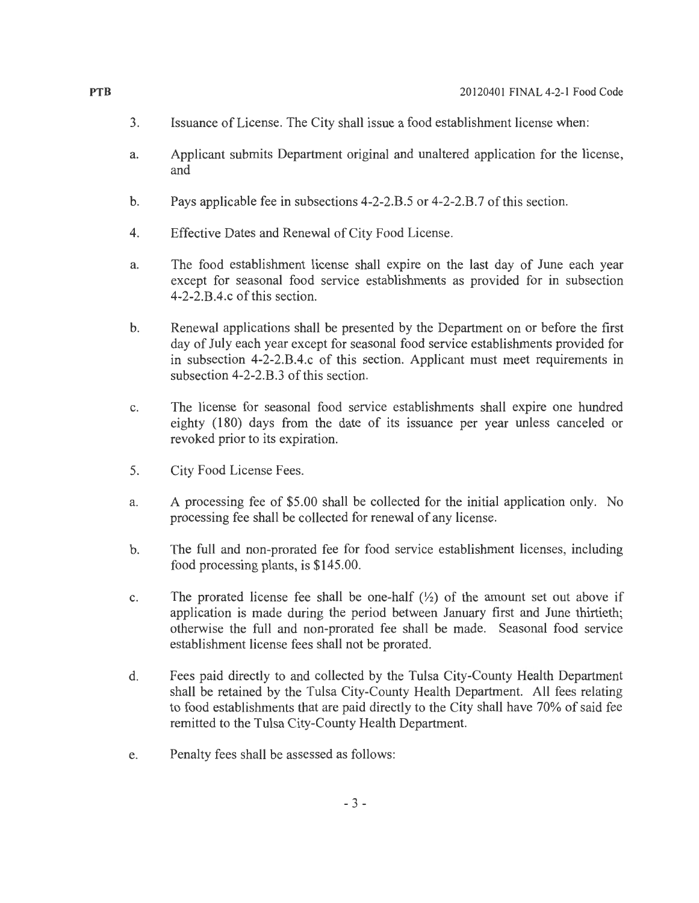3. Issuance of License. The City shall issue a food establishment license when:

a. Applicant submits Department original and unaltered application for the license, and

b. Pays applicable fee in subsections 4-2-2.B.5 or 4-2-2.B.7 of this section.

4. Effective Dates and Renewal of City Food License.

a. The food establishment license shall expire on the last day of June each year except for seasonal food service establishments as provided for in subsection 4-2-2.B.4.c of this section.

b. Renewal applications shall be presented by the Department on or before the first day of July each year except for seasonal food service establishments provided for in subsection 4-2-2.B.4.c of this section. Applicant must meet requirements in subsection 4-2-2.B.3 of this section.

c. The license for seasonal food service establishments shall expire one hundred eighty (180) days from the date of its issuance per year unless canceled or revoked prior to its expiration.

5. City Food License Fees.

a. A processing fee of $5.00 shall be collected for the initial application only. No processing fee shall be collected for renewal of any license.

b. The full and non-prorated fee for food service establishment licenses, including food processing plants, is $145.00.

c. The prorated license fee shall be one-half (½) of the amount set out above if application is made during the period between January first and June thirtieth; otherwise the full and non-prorated fee shall be made. Seasonal food service establishment license fees shall not be prorated.

d. Fees paid directly to and collected by the Tulsa City-County Health Department shall be retained by the Tulsa City-County Health Department. All fees relating to food establishments that are paid directly to the City shall have 70% of said fee remitted to the Tulsa City-County Health Department.

e. Penalty fees shall be assessed as follows: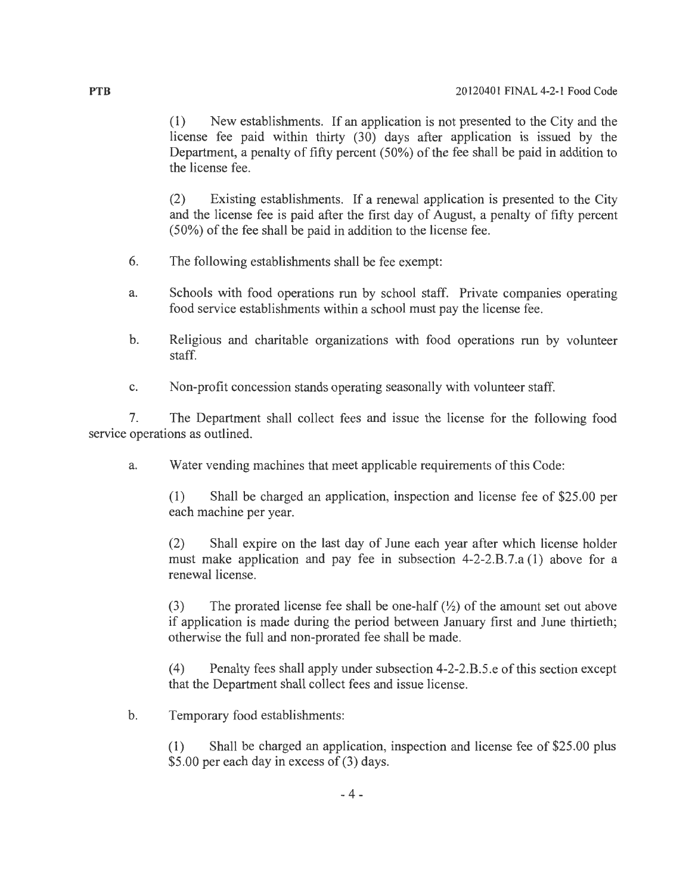(1) New establishments. If an application is not presented to the City and the license fee paid within thirty (30) days after application is issued by the Department, a penalty of fifty percent (50%) of the fee shall be paid in addition to the license fee.

(2) Existing establishments. If a renewal application is presented to the City and the license fee is paid after the first day of August, a penalty of fifty percent (50%) of the fee shall be paid in addition to the license fee.

6. The following establishments shall be fee exempt:

a. Schools with food operations run by school staff. Private companies operating food service establishments within a school must pay the license fee.

b. Religious and charitable organizations with food operations run by volunteer staff.

c. Non-profit concession stands operating seasonally with volunteer staff.

7. The Department shall collect fees and issue the license for the following food service operations as outlined.

a. Water vending machines that meet applicable requirements of this Code:

(1) Shall be charged an application, inspection and license fee of $25.00 per each machine per year.

(2) Shall expire on the last day of June each year after which license holder must make application and pay fee in subsection 4-2-2.B.7.a (1) above for a renewal license.

(3) The prorated license fee shall be one-half (½) of the amount set out above if application is made during the period between January first and June thirtieth; otherwise the full and non-prorated fee shall be made.

(4) Penalty fees shall apply under subsection 4-2-2.B.5.e of this section except that the Department shall collect fees and issue license.

b. Temporary food establishments:

(1) Shall be charged an application, inspection and license fee of $25.00 plus $5.00 per each day in excess of (3) days.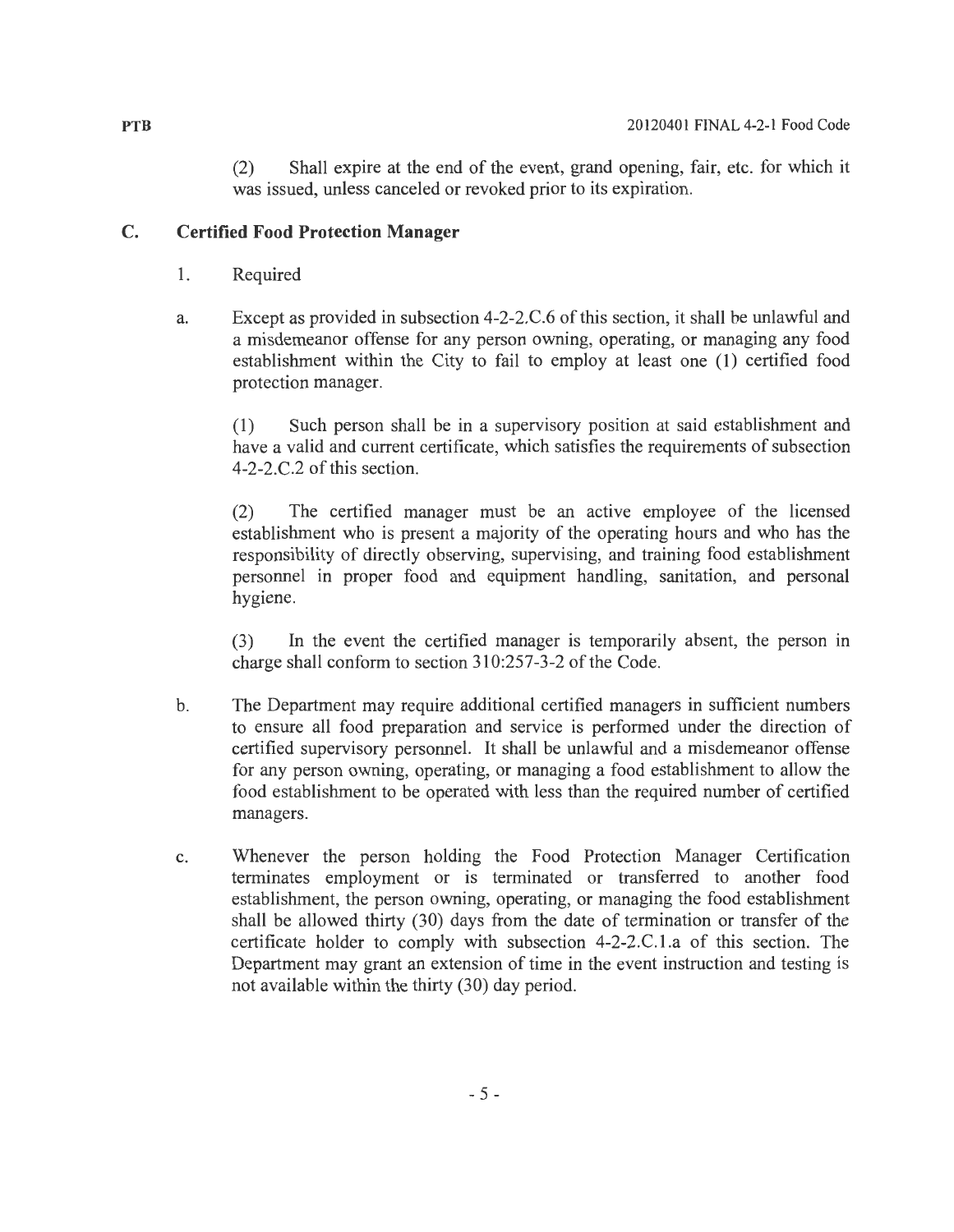(2) Shall expire at the end of the event, grand opening, fair, etc. for which it was issued, unless canceled or revoked prior to its expiration.

## C. Certified Food Protection Manager

1. Required

a. Except as provided in subsection 4-2-2.C.6 of this section, it shall be unlawful and a misdemeanor offense for any person owning, operating, or managing any food establishment within the City to fail to employ at least one (1) certified food protection manager.

   (1) Such person shall be in a supervisory position at said establishment and have a valid and current certificate, which satisfies the requirements of subsection 4-2-2.C.2 of this section.

   (2) The certified manager must be an active employee of the licensed establishment who is present a majority of the operating hours and who has the responsibility of directly observing, supervising, and training food establishment personnel in proper food and equipment handling, sanitation, and personal hygiene.

   (3) In the event the certified manager is temporarily absent, the person in charge shall conform to section 310:257-3-2 of the Code.

b. The Department may require additional certified managers in sufficient numbers to ensure all food preparation and service is performed under the direction of certified supervisory personnel. It shall be unlawful and a misdemeanor offense for any person owning, operating, or managing a food establishment to allow the food establishment to be operated with less than the required number of certified managers.

c. Whenever the person holding the Food Protection Manager Certification terminates employment or is terminated or transferred to another food establishment, the person owning, operating, or managing the food establishment shall be allowed thirty (30) days from the date of termination or transfer of the certificate holder to comply with subsection 4-2-2.C.1.a of this section. The Department may grant an extension of time in the event instruction and testing is not available within the thirty (30) day period.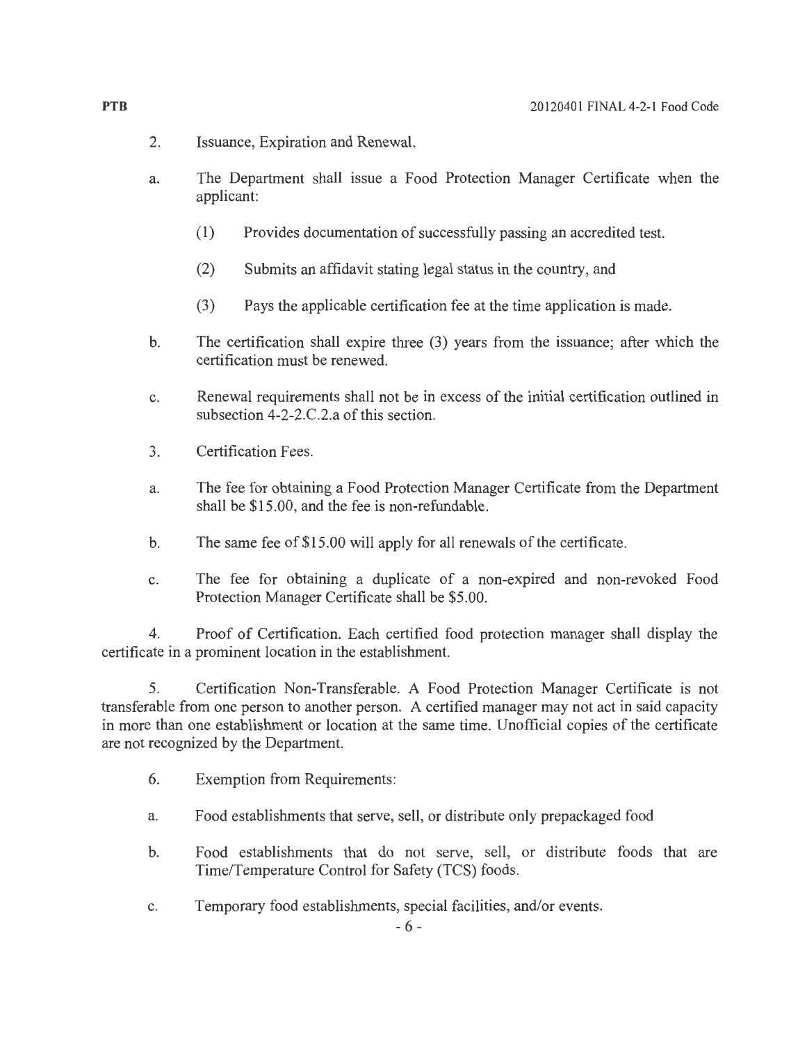2. Issuance, Expiration and Renewal.

a. The Department shall issue a Food Protection Manager Certificate when the applicant:

(1) Provides documentation of successfully passing an accredited test.

(2) Submits an affidavit stating legal status in the country, and

(3) Pays the applicable certification fee at the time application is made.

b. The certification shall expire three (3) years from the issuance; after which the certification must be renewed.

c. Renewal requirements shall not be in excess of the initial certification outlined in subsection 4-2-2.C.2.a of this section.

3. Certification Fees.

a. The fee for obtaining a Food Protection Manager Certificate from the Department shall be $15.00, and the fee is non-refundable.

b. The same fee of $15.00 will apply for all renewals of the certificate.

c. The fee for obtaining a duplicate of a non-expired and non-revoked Food Protection Manager Certificate shall be $5.00.

4. Proof of Certification. Each certified food protection manager shall display the certificate in a prominent location in the establishment.

5. Certification Non-Transferable. A Food Protection Manager Certificate is not transferable from one person to another person. A certified manager may not act in said capacity in more than one establishment or location at the same time. Unofficial copies of the certificate are not recognized by the Department.

6. Exemption from Requirements:

a. Food establishments that serve, sell, or distribute only prepackaged food

b. Food establishments that do not serve, sell, or distribute foods that are Time/Temperature Control for Safety (TCS) foods.

c. Temporary food establishments, special facilities, and/or events.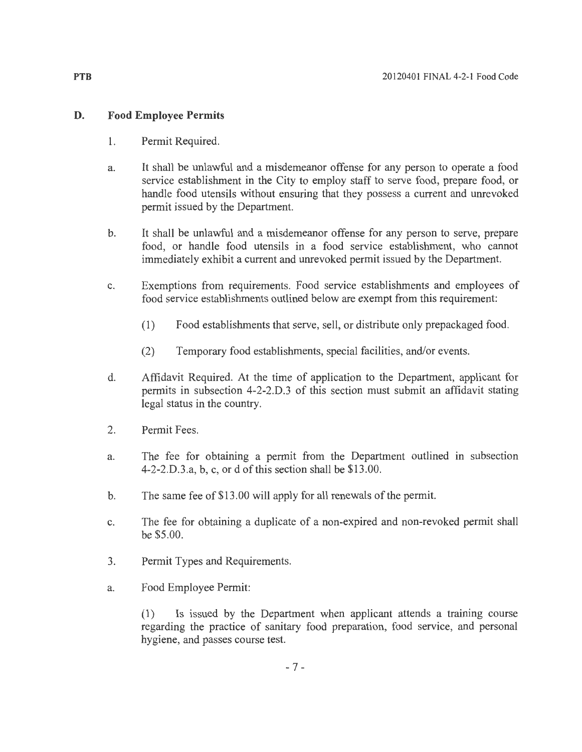## D. Food Employee Permits

1. Permit Required.

a. It shall be unlawful and a misdemeanor offense for any person to operate a food service establishment in the City to employ staff to serve food, prepare food, or handle food utensils without ensuring that they possess a current and unrevoked permit issued by the Department.

b. It shall be unlawful and a misdemeanor offense for any person to serve, prepare food, or handle food utensils in a food service establishment, who cannot immediately exhibit a current and unrevoked permit issued by the Department.

c. Exemptions from requirements. Food service establishments and employees of food service establishments outlined below are exempt from this requirement:

   (1) Food establishments that serve, sell, or distribute only prepackaged food.

   (2) Temporary food establishments, special facilities, and/or events.

d. Affidavit Required. At the time of application to the Department, applicant for permits in subsection 4-2-2.D.3 of this section must submit an affidavit stating legal status in the country.

2. Permit Fees.

a. The fee for obtaining a permit from the Department outlined in subsection 4-2-2.D.3.a, b, c, or d of this section shall be $13.00.

b. The same fee of $13.00 will apply for all renewals of the permit.

c. The fee for obtaining a duplicate of a non-expired and non-revoked permit shall be $5.00.

3. Permit Types and Requirements.

a. Food Employee Permit:

   (1) Is issued by the Department when applicant attends a training course regarding the practice of sanitary food preparation, food service, and personal hygiene, and passes course test.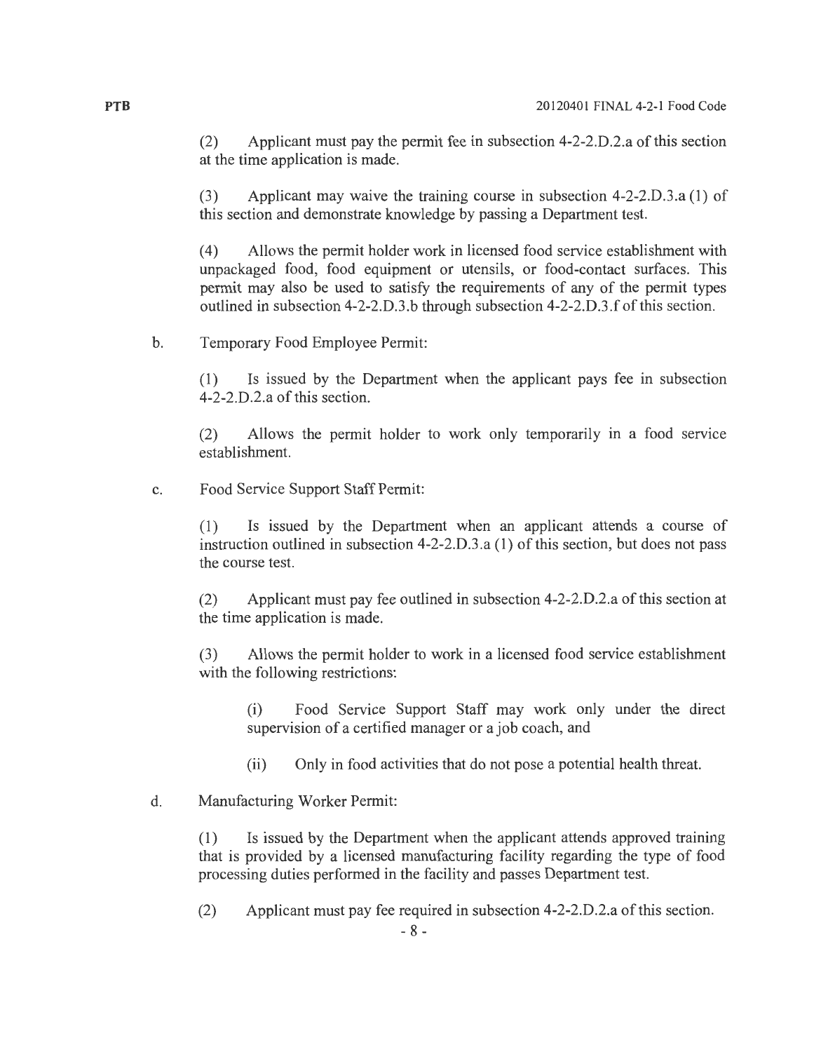(2) Applicant must pay the permit fee in subsection 4-2-2.D.2.a of this section at the time application is made.

(3) Applicant may waive the training course in subsection 4-2-2.D.3.a (1) of this section and demonstrate knowledge by passing a Department test.

(4) Allows the permit holder work in licensed food service establishment with unpackaged food, food equipment or utensils, or food-contact surfaces. This permit may also be used to satisfy the requirements of any of the permit types outlined in subsection 4-2-2.D.3.b through subsection 4-2-2.D.3.f of this section.

b. Temporary Food Employee Permit:

(1) Is issued by the Department when the applicant pays fee in subsection 4-2-2.D.2.a of this section.

(2) Allows the permit holder to work only temporarily in a food service establishment.

c. Food Service Support Staff Permit:

(1) Is issued by the Department when an applicant attends a course of instruction outlined in subsection 4-2-2.D.3.a (1) of this section, but does not pass the course test.

(2) Applicant must pay fee outlined in subsection 4-2-2.D.2.a of this section at the time application is made.

(3) Allows the permit holder to work in a licensed food service establishment with the following restrictions:

(i) Food Service Support Staff may work only under the direct supervision of a certified manager or a job coach, and

(ii) Only in food activities that do not pose a potential health threat.

d. Manufacturing Worker Permit:

(1) Is issued by the Department when the applicant attends approved training that is provided by a licensed manufacturing facility regarding the type of food processing duties performed in the facility and passes Department test.

(2) Applicant must pay fee required in subsection 4-2-2.D.2.a of this section.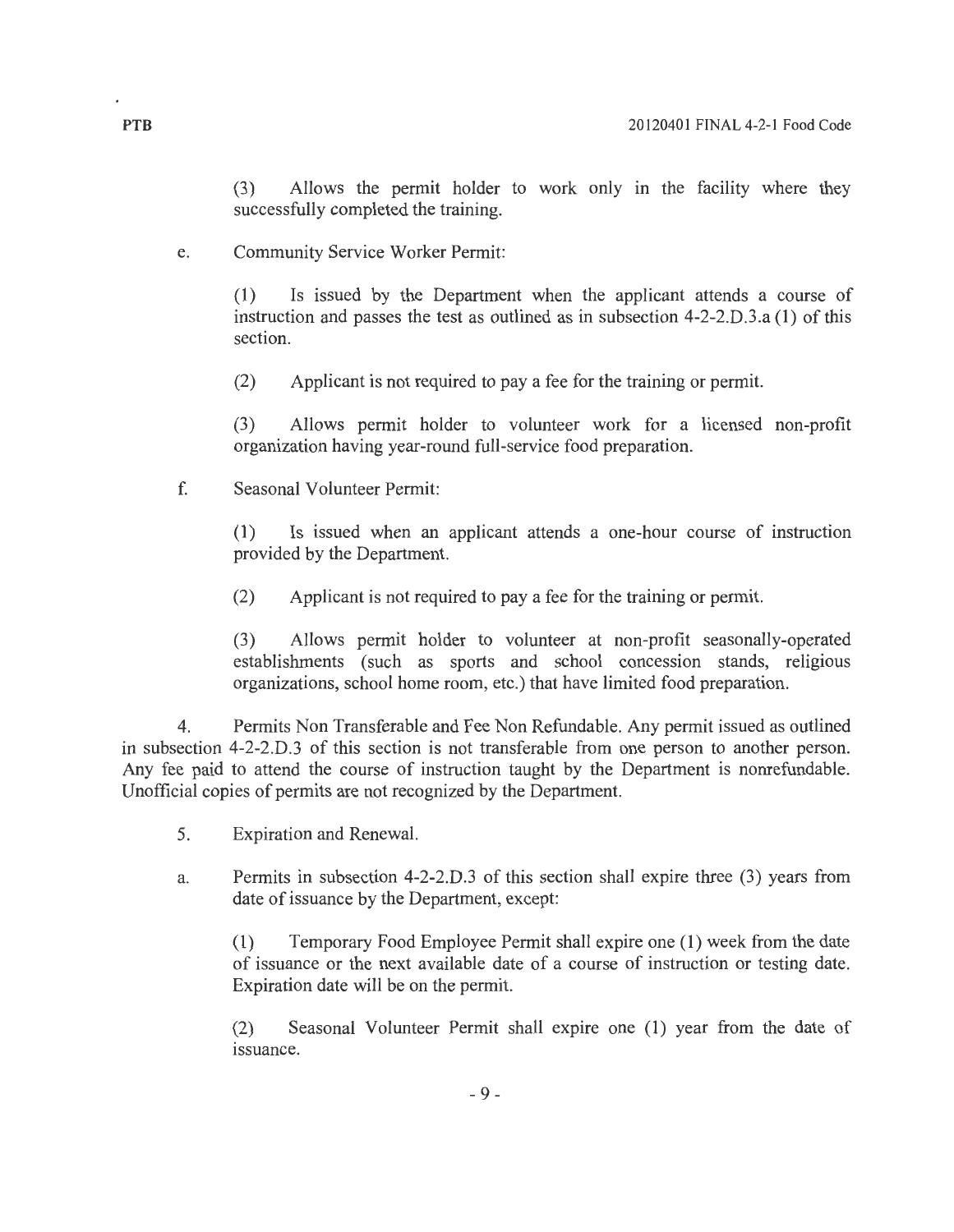(3) Allows the permit holder to work only in the facility where they successfully completed the training.

e. Community Service Worker Permit:

(1) Is issued by the Department when the applicant attends a course of instruction and passes the test as outlined as in subsection 4-2-2.D.3.a (1) of this section.

(2) Applicant is not required to pay a fee for the training or permit.

(3) Allows permit holder to volunteer work for a licensed non-profit organization having year-round full-service food preparation.

f. Seasonal Volunteer Permit:

(1) Is issued when an applicant attends a one-hour course of instruction provided by the Department.

(2) Applicant is not required to pay a fee for the training or permit.

(3) Allows permit holder to volunteer at non-profit seasonally-operated establishments (such as sports and school concession stands, religious organizations, school home room, etc.) that have limited food preparation.

4. Permits Non Transferable and Fee Non Refundable. Any permit issued as outlined in subsection 4-2-2.D.3 of this section is not transferable from one person to another person. Any fee paid to attend the course of instruction taught by the Department is nonrefundable. Unofficial copies of permits are not recognized by the Department.

5. Expiration and Renewal.

a. Permits in subsection 4-2-2.D.3 of this section shall expire three (3) years from date of issuance by the Department, except:

(1) Temporary Food Employee Permit shall expire one (1) week from the date of issuance or the next available date of a course of instruction or testing date. Expiration date will be on the permit.

(2) Seasonal Volunteer Permit shall expire one (1) year from the date of issuance.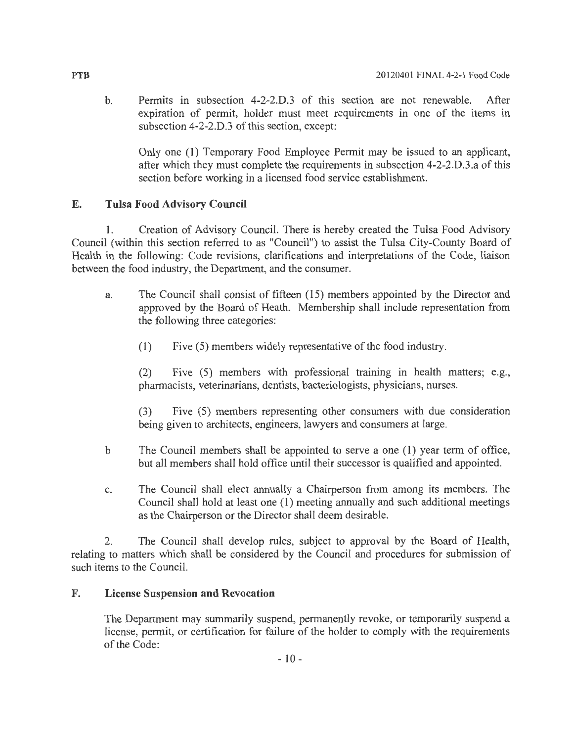b. Permits in subsection 4-2-2.D.3 of this section are not renewable. After expiration of permit, holder must meet requirements in one of the items in subsection 4-2-2.D.3 of this section, except:

   Only one (1) Temporary Food Employee Permit may be issued to an applicant, after which they must complete the requirements in subsection 4-2-2.D.3.a of this section before working in a licensed food service establishment.

## E. Tulsa Food Advisory Council

1. Creation of Advisory Council. There is hereby created the Tulsa Food Advisory Council (within this section referred to as "Council") to assist the Tulsa City-County Board of Health in the following: Code revisions, clarifications and interpretations of the Code, liaison between the food industry, the Department, and the consumer.

   a. The Council shall consist of fifteen (15) members appointed by the Director and approved by the Board of Heath. Membership shall include representation from the following three categories:

      (1) Five (5) members widely representative of the food industry.

      (2) Five (5) members with professional training in health matters; e.g., pharmacists, veterinarians, dentists, bacteriologists, physicians, nurses.

      (3) Five (5) members representing other consumers with due consideration being given to architects, engineers, lawyers and consumers at large.

   b The Council members shall be appointed to serve a one (1) year term of office, but all members shall hold office until their successor is qualified and appointed.

   c. The Council shall elect annually a Chairperson from among its members. The Council shall hold at least one (1) meeting annually and such additional meetings as the Chairperson or the Director shall deem desirable.

2. The Council shall develop rules, subject to approval by the Board of Health, relating to matters which shall be considered by the Council and procedures for submission of such items to the Council.

## F. License Suspension and Revocation

The Department may summarily suspend, permanently revoke, or temporarily suspend a license, permit, or certification for failure of the holder to comply with the requirements of the Code: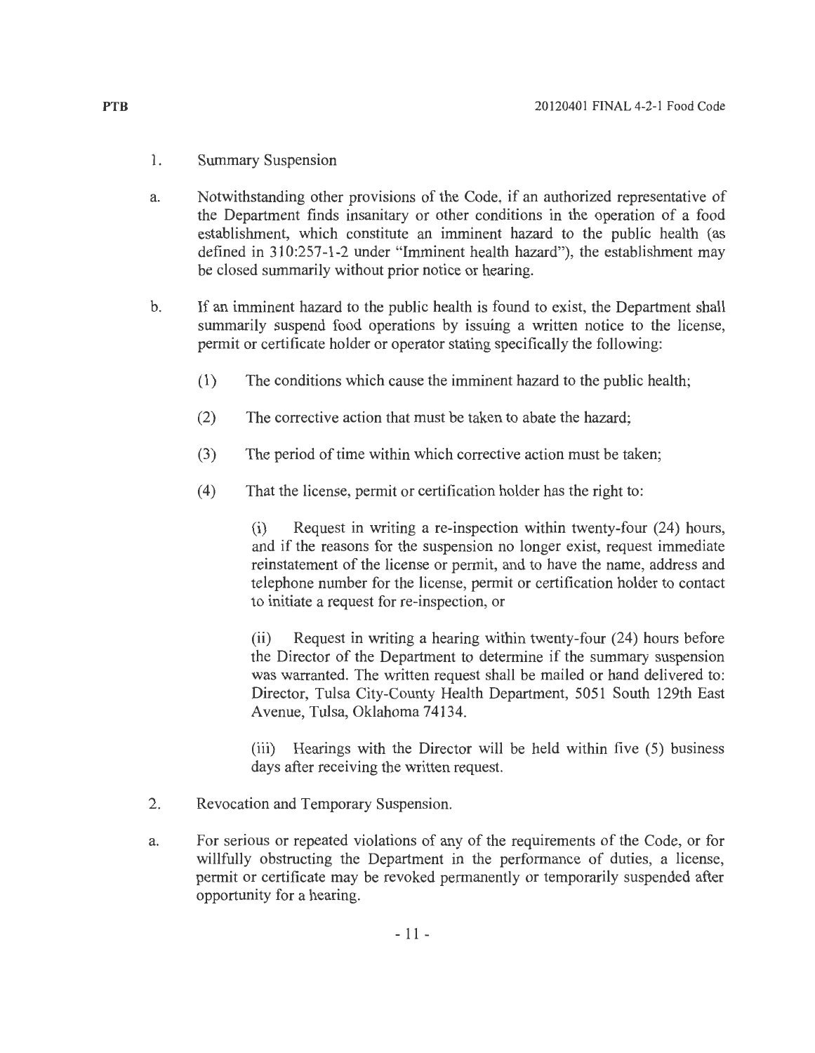1. Summary Suspension

a. Notwithstanding other provisions of the Code, if an authorized representative of the Department finds insanitary or other conditions in the operation of a food establishment, which constitute an imminent hazard to the public health (as defined in 310:257-1-2 under "Imminent health hazard"), the establishment may be closed summarily without prior notice or hearing.

b. If an imminent hazard to the public health is found to exist, the Department shall summarily suspend food operations by issuing a written notice to the license, permit or certificate holder or operator stating specifically the following:

   (1) The conditions which cause the imminent hazard to the public health;

   (2) The corrective action that must be taken to abate the hazard;

   (3) The period of time within which corrective action must be taken;

   (4) That the license, permit or certification holder has the right to:

      (i) Request in writing a re-inspection within twenty-four (24) hours, and if the reasons for the suspension no longer exist, request immediate reinstatement of the license or permit, and to have the name, address and telephone number for the license, permit or certification holder to contact to initiate a request for re-inspection, or

      (ii) Request in writing a hearing within twenty-four (24) hours before the Director of the Department to determine if the summary suspension was warranted. The written request shall be mailed or hand delivered to: Director, Tulsa City-County Health Department, 5051 South 129th East Avenue, Tulsa, Oklahoma 74134.

      (iii) Hearings with the Director will be held within five (5) business days after receiving the written request.

2. Revocation and Temporary Suspension.

a. For serious or repeated violations of any of the requirements of the Code, or for willfully obstructing the Department in the performance of duties, a license, permit or certificate may be revoked permanently or temporarily suspended after opportunity for a hearing.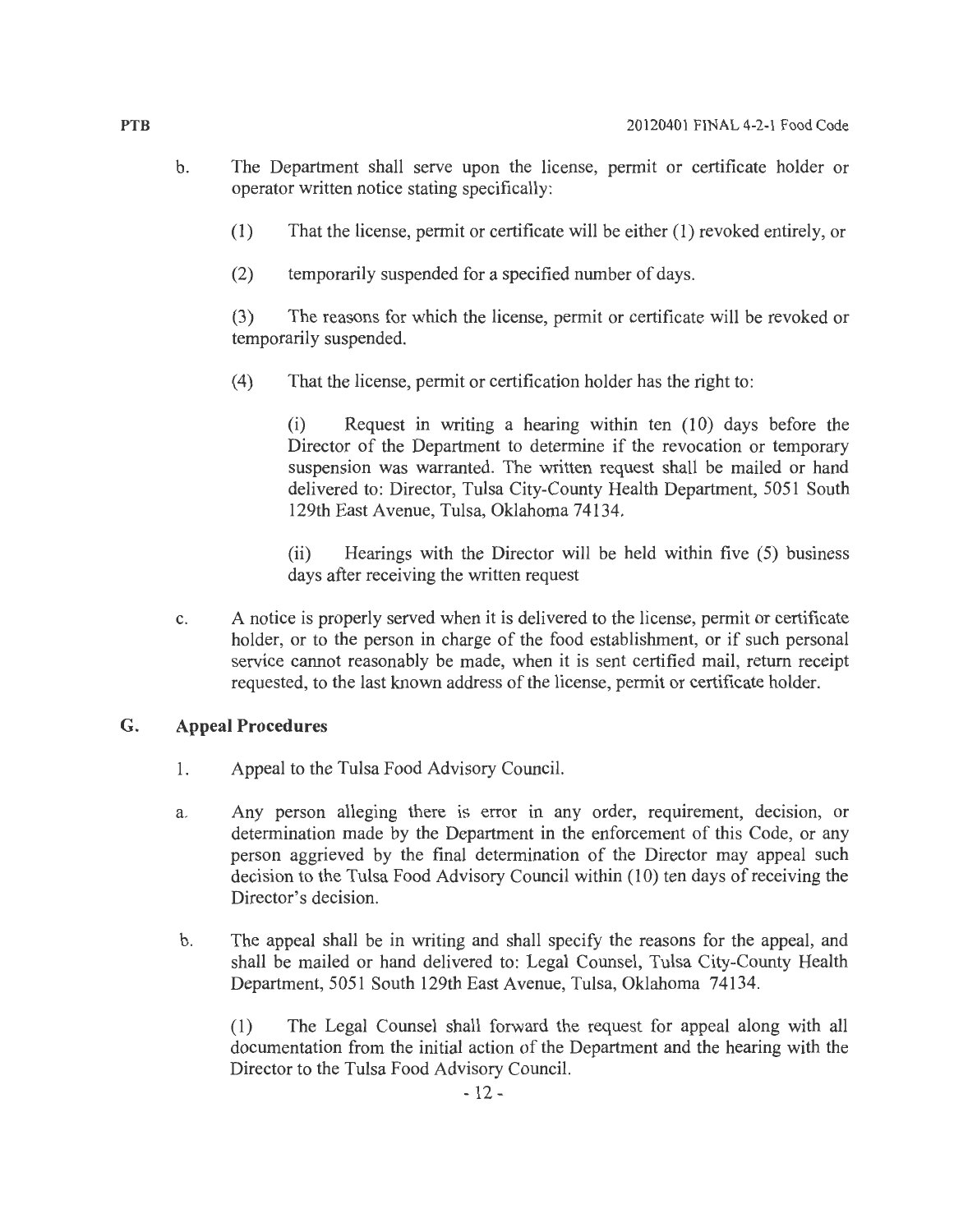b. The Department shall serve upon the license, permit or certificate holder or operator written notice stating specifically:

(1) That the license, permit or certificate will be either (1) revoked entirely, or

(2) temporarily suspended for a specified number of days.

(3) The reasons for which the license, permit or certificate will be revoked or temporarily suspended.

(4) That the license, permit or certification holder has the right to:

(i) Request in writing a hearing within ten (10) days before the Director of the Department to determine if the revocation or temporary suspension was warranted. The written request shall be mailed or hand delivered to: Director, Tulsa City-County Health Department, 5051 South 129th East Avenue, Tulsa, Oklahoma 74134.

(ii) Hearings with the Director will be held within five (5) business days after receiving the written request

c. A notice is properly served when it is delivered to the license, permit or certificate holder, or to the person in charge of the food establishment, or if such personal service cannot reasonably be made, when it is sent certified mail, return receipt requested, to the last known address of the license, permit or certificate holder.

## G. Appeal Procedures

1. Appeal to the Tulsa Food Advisory Council.

a. Any person alleging there is error in any order, requirement, decision, or determination made by the Department in the enforcement of this Code, or any person aggrieved by the final determination of the Director may appeal such decision to the Tulsa Food Advisory Council within (10) ten days of receiving the Director's decision.

b. The appeal shall be in writing and shall specify the reasons for the appeal, and shall be mailed or hand delivered to: Legal Counsel, Tulsa City-County Health Department, 5051 South 129th East Avenue, Tulsa, Oklahoma 74134.

(1) The Legal Counsel shall forward the request for appeal along with all documentation from the initial action of the Department and the hearing with the Director to the Tulsa Food Advisory Council.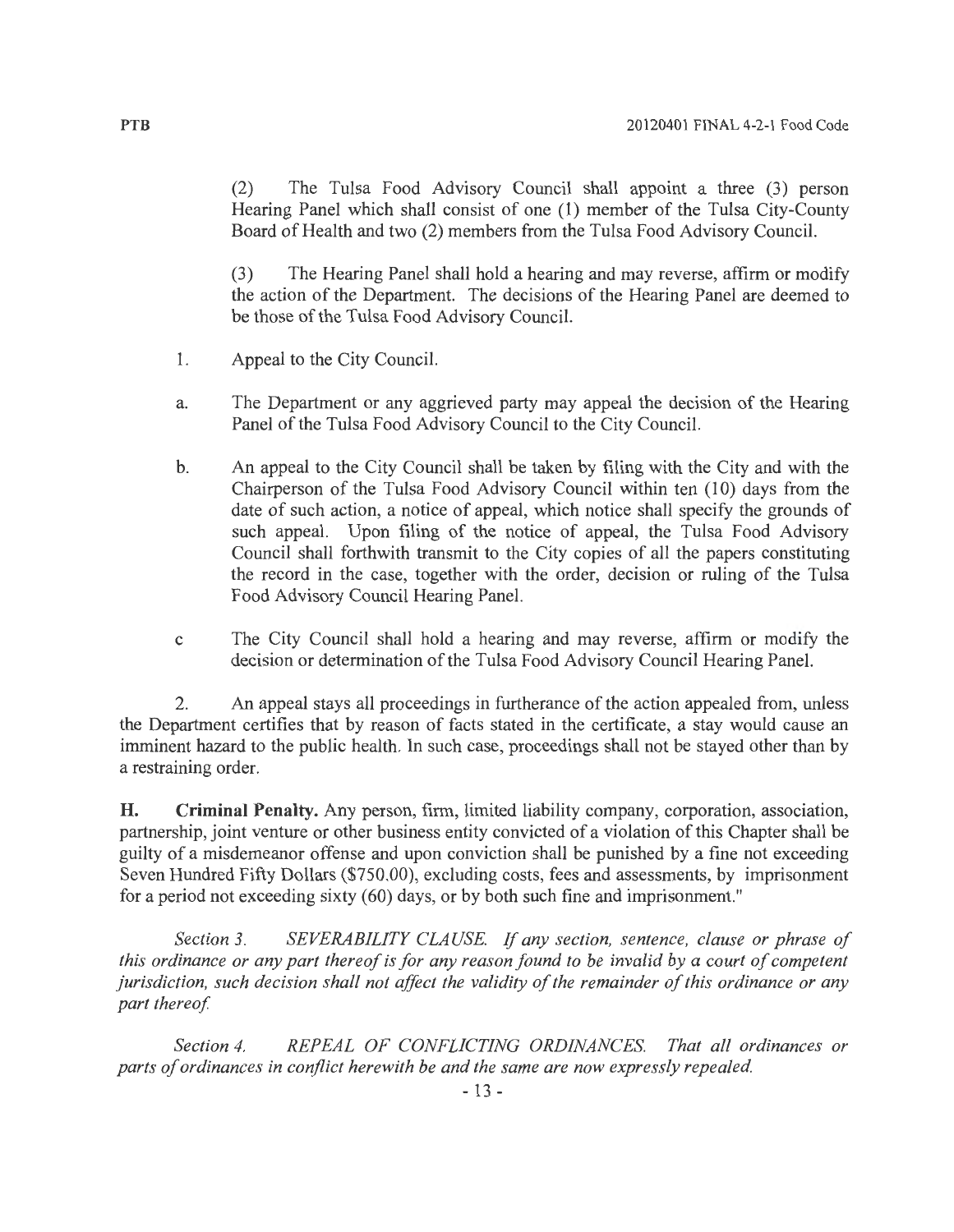(2) The Tulsa Food Advisory Council shall appoint a three (3) person Hearing Panel which shall consist of one (1) member of the Tulsa City-County Board of Health and two (2) members from the Tulsa Food Advisory Council.

(3) The Hearing Panel shall hold a hearing and may reverse, affirm or modify the action of the Department. The decisions of the Hearing Panel are deemed to be those of the Tulsa Food Advisory Council.

1. Appeal to the City Council.

a. The Department or any aggrieved party may appeal the decision of the Hearing Panel of the Tulsa Food Advisory Council to the City Council.

b. An appeal to the City Council shall be taken by filing with the City and with the Chairperson of the Tulsa Food Advisory Council within ten (10) days from the date of such action, a notice of appeal, which notice shall specify the grounds of such appeal. Upon filing of the notice of appeal, the Tulsa Food Advisory Council shall forthwith transmit to the City copies of all the papers constituting the record in the case, together with the order, decision or ruling of the Tulsa Food Advisory Council Hearing Panel.

c The City Council shall hold a hearing and may reverse, affirm or modify the decision or determination of the Tulsa Food Advisory Council Hearing Panel.

2. An appeal stays all proceedings in furtherance of the action appealed from, unless the Department certifies that by reason of facts stated in the certificate, a stay would cause an imminent hazard to the public health. In such case, proceedings shall not be stayed other than by a restraining order.

**H. Criminal Penalty.** Any person, firm, limited liability company, corporation, association, partnership, joint venture or other business entity convicted of a violation of this Chapter shall be guilty of a misdemeanor offense and upon conviction shall be punished by a fine not exceeding Seven Hundred Fifty Dollars ($750.00), excluding costs, fees and assessments, by imprisonment for a period not exceeding sixty (60) days, or by both such fine and imprisonment."

*Section 3. SEVERABILITY CLAUSE. If any section, sentence, clause or phrase of this ordinance or any part thereof is for any reason found to be invalid by a court of competent jurisdiction, such decision shall not affect the validity of the remainder of this ordinance or any part thereof.*

*Section 4. REPEAL OF CONFLICTING ORDINANCES. That all ordinances or parts of ordinances in conflict herewith be and the same are now expressly repealed.*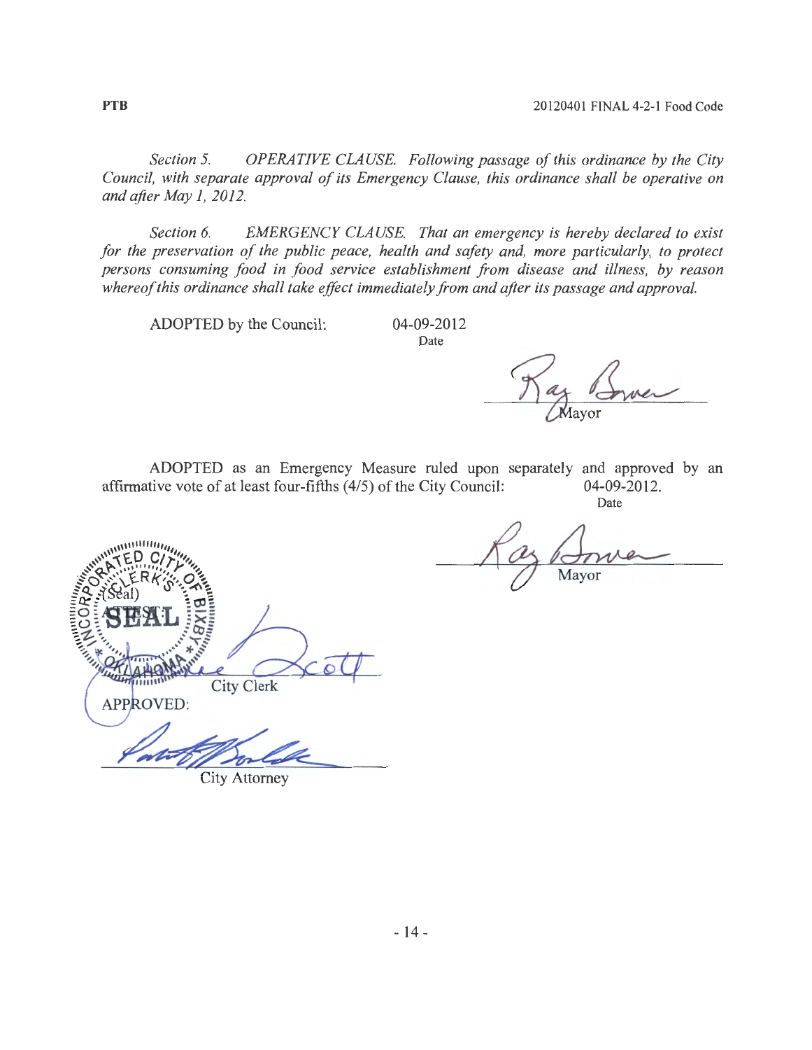*Section 5. OPERATIVE CLAUSE. Following passage of this ordinance by the City Council, with separate approval of its Emergency Clause, this ordinance shall be operative on and after May 1, 2012.*

*Section 6. EMERGENCY CLAUSE. That an emergency is hereby declared to exist for the preservation of the public peace, health and safety and, more particularly, to protect persons consuming food in food service establishment from disease and illness, by reason whereof this ordinance shall take effect immediately from and after its passage and approval.*

ADOPTED by the Council: 04-09-2012
Date

Ray Bowen
Mayor

ADOPTED as an Emergency Measure ruled upon separately and approved by an affirmative vote of at least four-fifths (4/5) of the City Council: 04-09-2012.
Date

Ray Bowen
Mayor

(Seal)

ATTEST:

City Clerk

APPROVED:

City Attorney